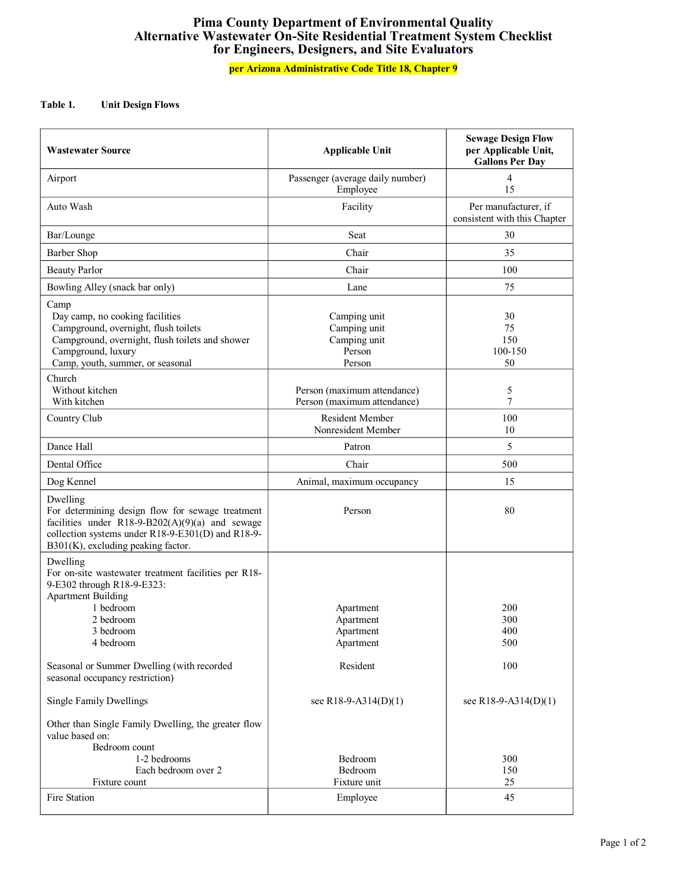# Pima County Department of Environmental Quality
# Alternative Wastewater On-Site Residential Treatment System Checklist for Engineers, Designers, and Site Evaluators

**per Arizona Administrative Code Title 18, Chapter 9**

**Table 1. Unit Design Flows**

| Wastewater Source | Applicable Unit | Sewage Design Flow per Applicable Unit, Gallons Per Day |
|---|---|---|
| Airport | Passenger (average daily number)<br>Employee | 4<br>15 |
| Auto Wash | Facility | Per manufacturer, if consistent with this Chapter |
| Bar/Lounge | Seat | 30 |
| Barber Shop | Chair | 35 |
| Beauty Parlor | Chair | 100 |
| Bowling Alley (snack bar only) | Lane | 75 |
| Camp<br>Day camp, no cooking facilities<br>Campground, overnight, flush toilets<br>Campground, overnight, flush toilets and shower<br>Campground, luxury<br>Camp, youth, summer, or seasonal | <br>Camping unit<br>Camping unit<br>Camping unit<br>Person<br>Person | <br>30<br>75<br>150<br>100-150<br>50 |
| Church<br>Without kitchen<br>With kitchen | <br>Person (maximum attendance)<br>Person (maximum attendance) | <br>5<br>7 |
| Country Club | Resident Member<br>Nonresident Member | 100<br>10 |
| Dance Hall | Patron | 5 |
| Dental Office | Chair | 500 |
| Dog Kennel | Animal, maximum occupancy | 15 |
| Dwelling<br>For determining design flow for sewage treatment facilities under R18-9-B202(A)(9)(a) and sewage collection systems under R18-9-E301(D) and R18-9-B301(K), excluding peaking factor. | Person | 80 |
| Dwelling<br>For on-site wastewater treatment facilities per R18-9-E302 through R18-9-E323:<br>Apartment Building<br>1 bedroom<br>2 bedroom<br>3 bedroom<br>4 bedroom<br><br>Seasonal or Summer Dwelling (with recorded seasonal occupancy restriction)<br><br>Single Family Dwellings<br><br>Other than Single Family Dwelling, the greater flow value based on:<br>Bedroom count<br>1-2 bedrooms<br>Each bedroom over 2<br>Fixture count | <br><br><br>Apartment<br>Apartment<br>Apartment<br>Apartment<br><br>Resident<br><br><br>see R18-9-A314(D)(1)<br><br><br><br><br>Bedroom<br>Bedroom<br>Fixture unit | <br><br><br>200<br>300<br>400<br>500<br><br>100<br><br><br>see R18-9-A314(D)(1)<br><br><br><br><br>300<br>150<br>25 |
| Fire Station | Employee | 45 |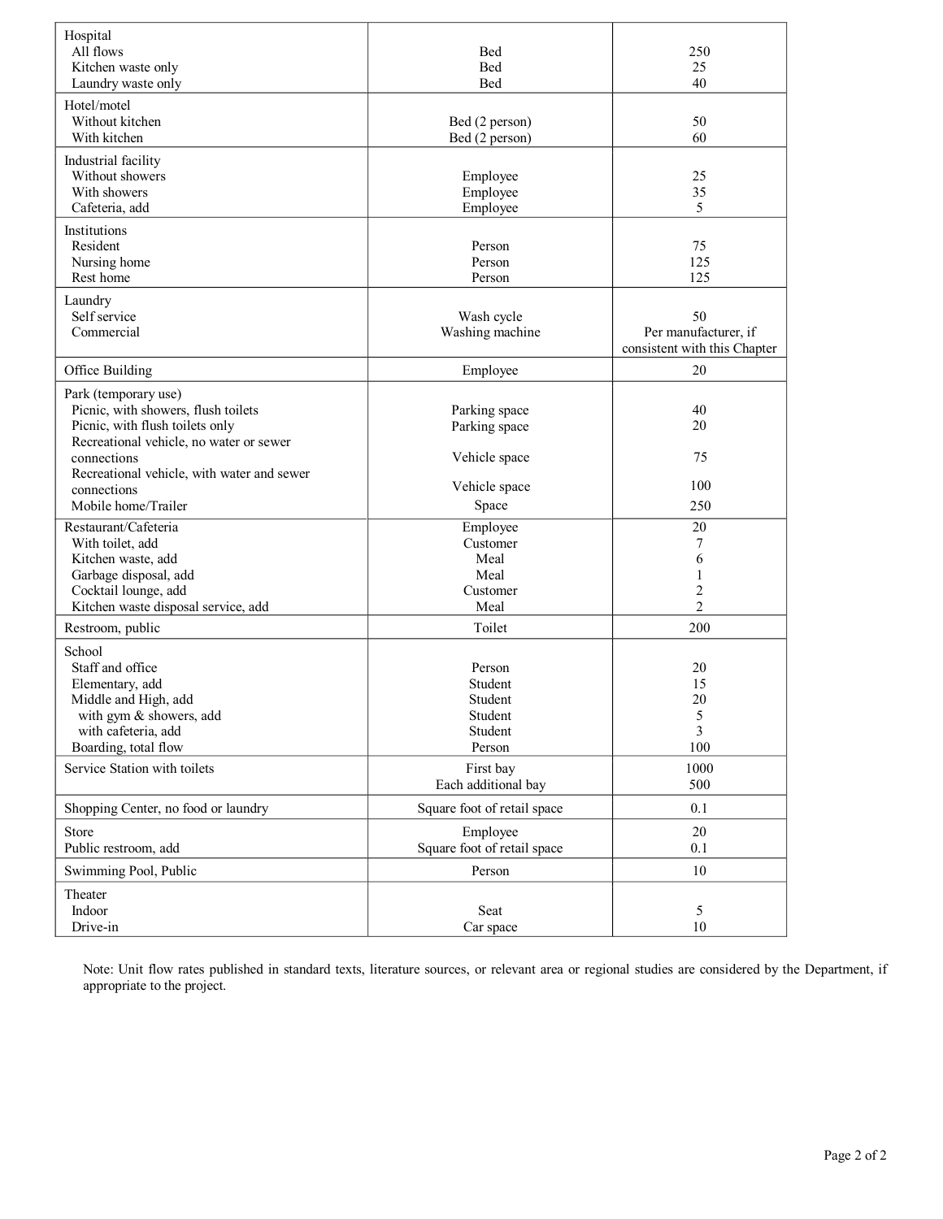| | | |
|---|---|---|
| Hospital<br>All flows<br>Kitchen waste only<br>Laundry waste only | <br>Bed<br>Bed<br>Bed | <br>250<br>25<br>40 |
| Hotel/motel<br>Without kitchen<br>With kitchen | <br>Bed (2 person)<br>Bed (2 person) | <br>50<br>60 |
| Industrial facility<br>Without showers<br>With showers<br>Cafeteria, add | <br>Employee<br>Employee<br>Employee | <br>25<br>35<br>5 |
| Institutions<br>Resident<br>Nursing home<br>Rest home | <br>Person<br>Person<br>Person | <br>75<br>125<br>125 |
| Laundry<br>Self service<br>Commercial | <br>Wash cycle<br>Washing machine | <br>50<br>Per manufacturer, if consistent with this Chapter |
| Office Building | Employee | 20 |
| Park (temporary use)<br>Picnic, with showers, flush toilets<br>Picnic, with flush toilets only<br>Recreational vehicle, no water or sewer connections<br>Recreational vehicle, with water and sewer connections<br>Mobile home/Trailer | <br>Parking space<br>Parking space<br>Vehicle space<br>Vehicle space<br>Space | <br>40<br>20<br>75<br>100<br>250 |
| Restaurant/Cafeteria<br>With toilet, add<br>Kitchen waste, add<br>Garbage disposal, add<br>Cocktail lounge, add<br>Kitchen waste disposal service, add | Employee<br>Customer<br>Meal<br>Meal<br>Customer<br>Meal | 20<br>7<br>6<br>1<br>2<br>2 |
| Restroom, public | Toilet | 200 |
| School<br>Staff and office<br>Elementary, add<br>Middle and High, add<br>with gym & showers, add<br>with cafeteria, add<br>Boarding, total flow | <br>Person<br>Student<br>Student<br>Student<br>Student<br>Person | <br>20<br>15<br>20<br>5<br>3<br>100 |
| Service Station with toilets | First bay<br>Each additional bay | 1000<br>500 |
| Shopping Center, no food or laundry | Square foot of retail space | 0.1 |
| Store<br>Public restroom, add | Employee<br>Square foot of retail space | 20<br>0.1 |
| Swimming Pool, Public | Person | 10 |
| Theater<br>Indoor<br>Drive-in | <br>Seat<br>Car space | <br>5<br>10 |

Note: Unit flow rates published in standard texts, literature sources, or relevant area or regional studies are considered by the Department, if appropriate to the project.